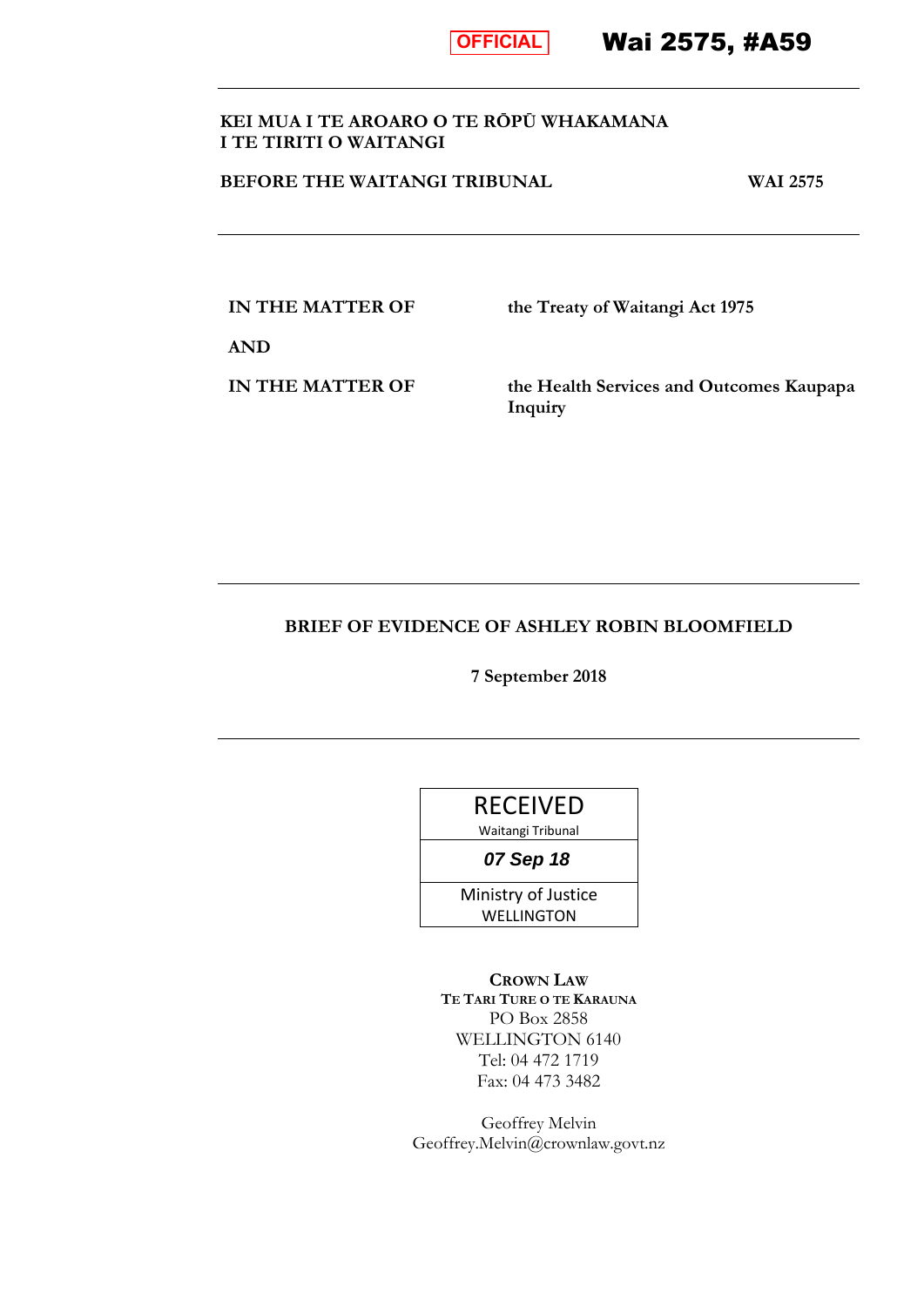OFFICIAL

**Wai 2575, #A59**

---

**KEI MUA I TE AROARO O TE RŌPŪ WHAKAMANA I TE TIRITI O WAITANGI**

**BEFORE THE WAITANGI TRIBUNAL** **WAI 2575**

---

| | |
|---|---|
| **IN THE MATTER OF** | **the Treaty of Waitangi Act 1975** |
| **AND** | |
| **IN THE MATTER OF** | **the Health Services and Outcomes Kaupapa Inquiry** |

---

**BRIEF OF EVIDENCE OF ASHLEY ROBIN BLOOMFIELD**

**7 September 2018**

---

RECEIVED
Waitangi Tribunal
*07 Sep 18*
Ministry of Justice
WELLINGTON

**CROWN LAW**
**TE TARI TURE O TE KARAUNA**
PO Box 2858
WELLINGTON 6140
Tel: 04 472 1719
Fax: 04 473 3482

Geoffrey Melvin
Geoffrey.Melvin@crownlaw.govt.nz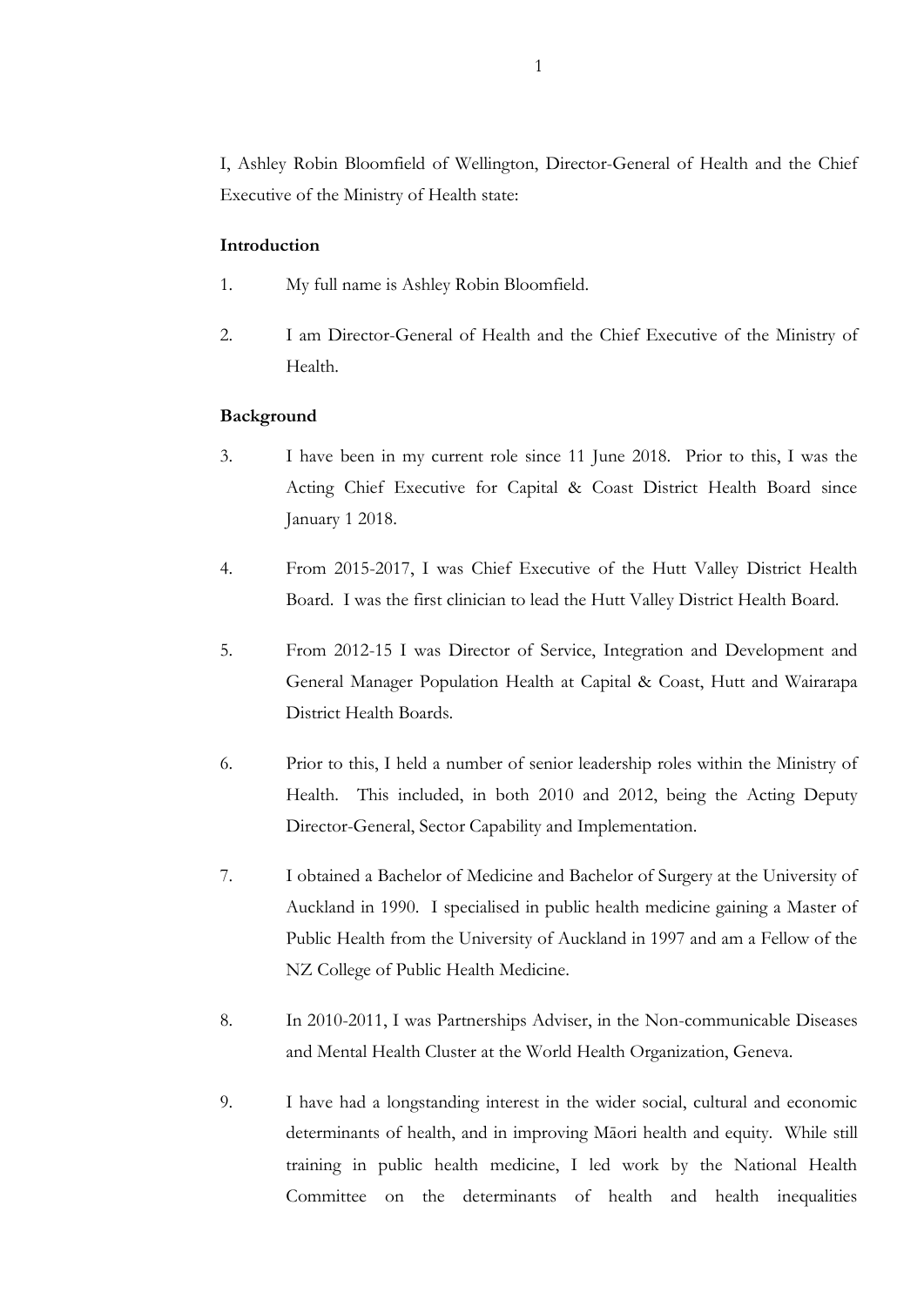I, Ashley Robin Bloomfield of Wellington, Director-General of Health and the Chief Executive of the Ministry of Health state:

**Introduction**

1. My full name is Ashley Robin Bloomfield.

2. I am Director-General of Health and the Chief Executive of the Ministry of Health.

**Background**

3. I have been in my current role since 11 June 2018. Prior to this, I was the Acting Chief Executive for Capital & Coast District Health Board since January 1 2018.

4. From 2015-2017, I was Chief Executive of the Hutt Valley District Health Board. I was the first clinician to lead the Hutt Valley District Health Board.

5. From 2012-15 I was Director of Service, Integration and Development and General Manager Population Health at Capital & Coast, Hutt and Wairarapa District Health Boards.

6. Prior to this, I held a number of senior leadership roles within the Ministry of Health. This included, in both 2010 and 2012, being the Acting Deputy Director-General, Sector Capability and Implementation.

7. I obtained a Bachelor of Medicine and Bachelor of Surgery at the University of Auckland in 1990. I specialised in public health medicine gaining a Master of Public Health from the University of Auckland in 1997 and am a Fellow of the NZ College of Public Health Medicine.

8. In 2010-2011, I was Partnerships Adviser, in the Non-communicable Diseases and Mental Health Cluster at the World Health Organization, Geneva.

9. I have had a longstanding interest in the wider social, cultural and economic determinants of health, and in improving Māori health and equity. While still training in public health medicine, I led work by the National Health Committee on the determinants of health and health inequalities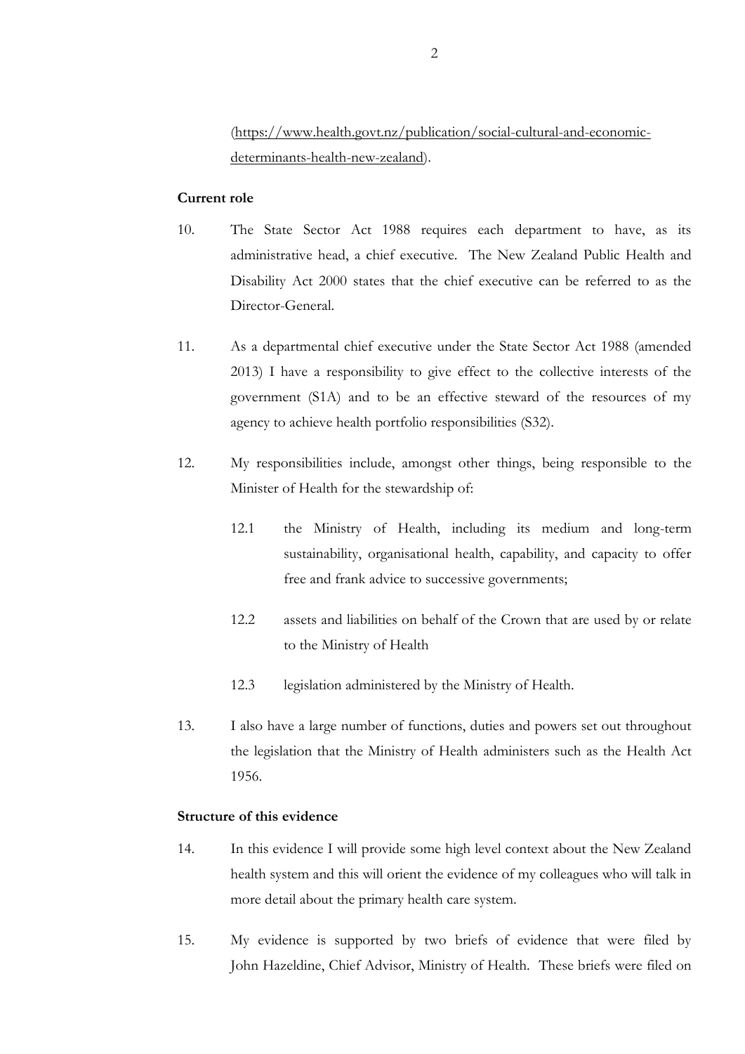(https://www.health.govt.nz/publication/social-cultural-and-economic-determinants-health-new-zealand).

**Current role**

10. The State Sector Act 1988 requires each department to have, as its administrative head, a chief executive. The New Zealand Public Health and Disability Act 2000 states that the chief executive can be referred to as the Director-General.

11. As a departmental chief executive under the State Sector Act 1988 (amended 2013) I have a responsibility to give effect to the collective interests of the government (S1A) and to be an effective steward of the resources of my agency to achieve health portfolio responsibilities (S32).

12. My responsibilities include, amongst other things, being responsible to the Minister of Health for the stewardship of:

    12.1 the Ministry of Health, including its medium and long-term sustainability, organisational health, capability, and capacity to offer free and frank advice to successive governments;

    12.2 assets and liabilities on behalf of the Crown that are used by or relate to the Ministry of Health

    12.3 legislation administered by the Ministry of Health.

13. I also have a large number of functions, duties and powers set out throughout the legislation that the Ministry of Health administers such as the Health Act 1956.

**Structure of this evidence**

14. In this evidence I will provide some high level context about the New Zealand health system and this will orient the evidence of my colleagues who will talk in more detail about the primary health care system.

15. My evidence is supported by two briefs of evidence that were filed by John Hazeldine, Chief Advisor, Ministry of Health. These briefs were filed on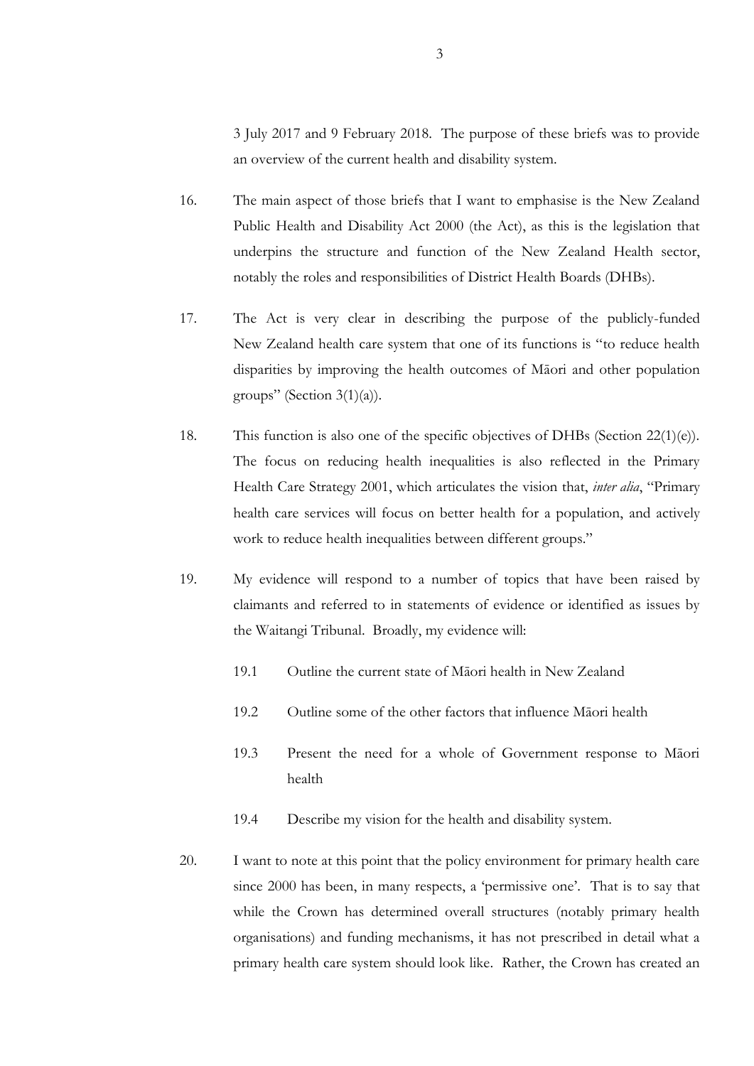3 July 2017 and 9 February 2018. The purpose of these briefs was to provide an overview of the current health and disability system.

16. The main aspect of those briefs that I want to emphasise is the New Zealand Public Health and Disability Act 2000 (the Act), as this is the legislation that underpins the structure and function of the New Zealand Health sector, notably the roles and responsibilities of District Health Boards (DHBs).

17. The Act is very clear in describing the purpose of the publicly-funded New Zealand health care system that one of its functions is "to reduce health disparities by improving the health outcomes of Māori and other population groups" (Section 3(1)(a)).

18. This function is also one of the specific objectives of DHBs (Section 22(1)(e)). The focus on reducing health inequalities is also reflected in the Primary Health Care Strategy 2001, which articulates the vision that, *inter alia*, "Primary health care services will focus on better health for a population, and actively work to reduce health inequalities between different groups."

19. My evidence will respond to a number of topics that have been raised by claimants and referred to in statements of evidence or identified as issues by the Waitangi Tribunal. Broadly, my evidence will:

    19.1 Outline the current state of Māori health in New Zealand

    19.2 Outline some of the other factors that influence Māori health

    19.3 Present the need for a whole of Government response to Māori health

    19.4 Describe my vision for the health and disability system.

20. I want to note at this point that the policy environment for primary health care since 2000 has been, in many respects, a 'permissive one'. That is to say that while the Crown has determined overall structures (notably primary health organisations) and funding mechanisms, it has not prescribed in detail what a primary health care system should look like. Rather, the Crown has created an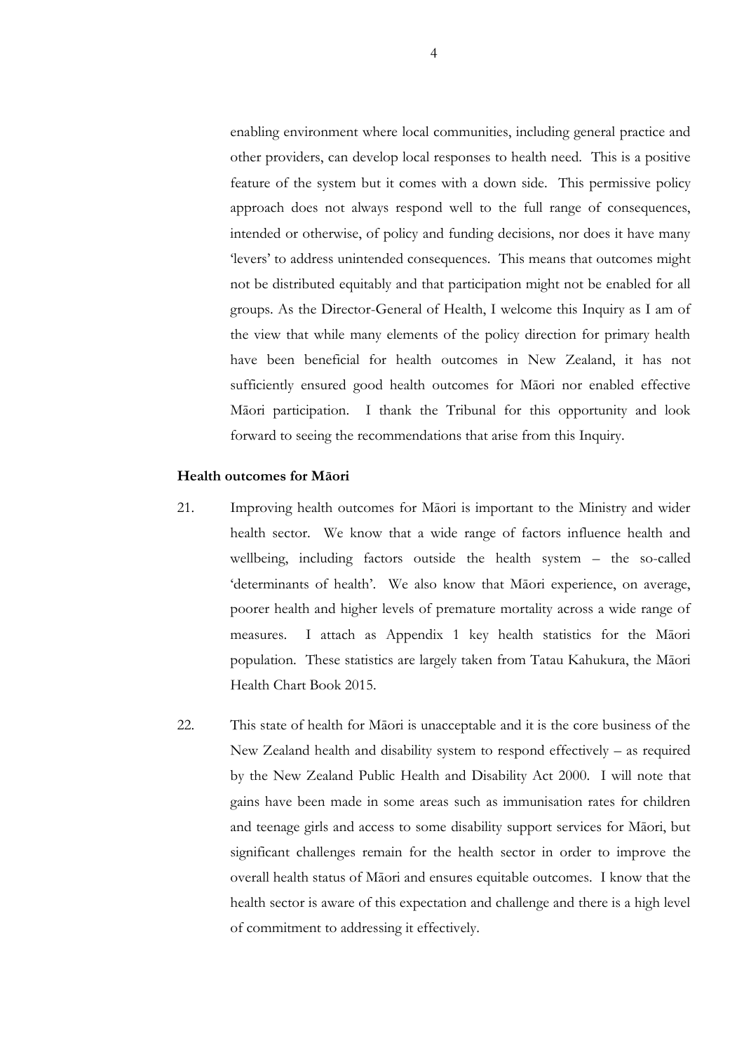enabling environment where local communities, including general practice and other providers, can develop local responses to health need. This is a positive feature of the system but it comes with a down side. This permissive policy approach does not always respond well to the full range of consequences, intended or otherwise, of policy and funding decisions, nor does it have many 'levers' to address unintended consequences. This means that outcomes might not be distributed equitably and that participation might not be enabled for all groups. As the Director-General of Health, I welcome this Inquiry as I am of the view that while many elements of the policy direction for primary health have been beneficial for health outcomes in New Zealand, it has not sufficiently ensured good health outcomes for Māori nor enabled effective Māori participation. I thank the Tribunal for this opportunity and look forward to seeing the recommendations that arise from this Inquiry.

**Health outcomes for Māori**

21. Improving health outcomes for Māori is important to the Ministry and wider health sector. We know that a wide range of factors influence health and wellbeing, including factors outside the health system – the so-called 'determinants of health'. We also know that Māori experience, on average, poorer health and higher levels of premature mortality across a wide range of measures. I attach as Appendix 1 key health statistics for the Māori population. These statistics are largely taken from Tatau Kahukura, the Māori Health Chart Book 2015.

22. This state of health for Māori is unacceptable and it is the core business of the New Zealand health and disability system to respond effectively – as required by the New Zealand Public Health and Disability Act 2000. I will note that gains have been made in some areas such as immunisation rates for children and teenage girls and access to some disability support services for Māori, but significant challenges remain for the health sector in order to improve the overall health status of Māori and ensures equitable outcomes. I know that the health sector is aware of this expectation and challenge and there is a high level of commitment to addressing it effectively.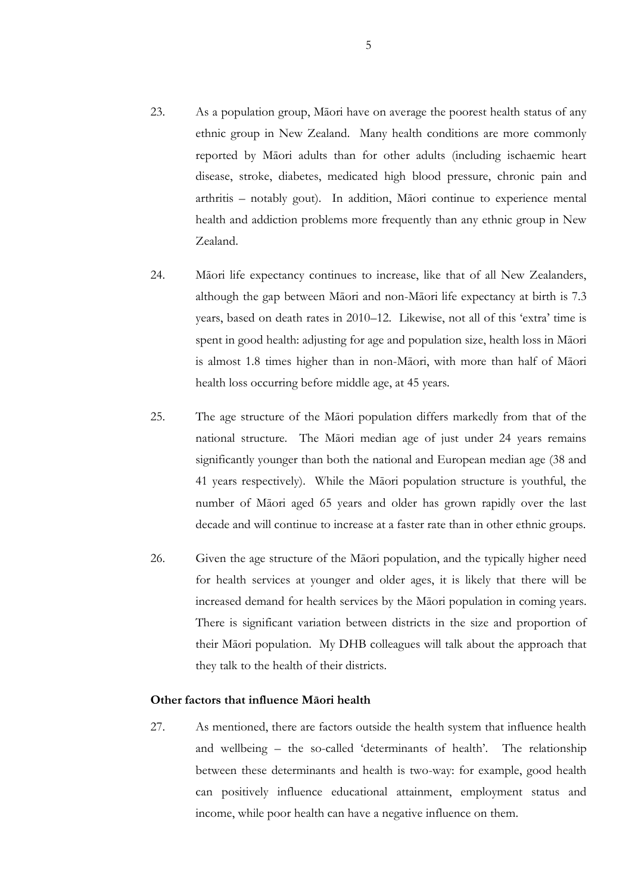23. As a population group, Māori have on average the poorest health status of any ethnic group in New Zealand. Many health conditions are more commonly reported by Māori adults than for other adults (including ischaemic heart disease, stroke, diabetes, medicated high blood pressure, chronic pain and arthritis – notably gout). In addition, Māori continue to experience mental health and addiction problems more frequently than any ethnic group in New Zealand.

24. Māori life expectancy continues to increase, like that of all New Zealanders, although the gap between Māori and non-Māori life expectancy at birth is 7.3 years, based on death rates in 2010–12. Likewise, not all of this 'extra' time is spent in good health: adjusting for age and population size, health loss in Māori is almost 1.8 times higher than in non-Māori, with more than half of Māori health loss occurring before middle age, at 45 years.

25. The age structure of the Māori population differs markedly from that of the national structure. The Māori median age of just under 24 years remains significantly younger than both the national and European median age (38 and 41 years respectively). While the Māori population structure is youthful, the number of Māori aged 65 years and older has grown rapidly over the last decade and will continue to increase at a faster rate than in other ethnic groups.

26. Given the age structure of the Māori population, and the typically higher need for health services at younger and older ages, it is likely that there will be increased demand for health services by the Māori population in coming years. There is significant variation between districts in the size and proportion of their Māori population. My DHB colleagues will talk about the approach that they talk to the health of their districts.

**Other factors that influence Māori health**

27. As mentioned, there are factors outside the health system that influence health and wellbeing – the so-called 'determinants of health'. The relationship between these determinants and health is two-way: for example, good health can positively influence educational attainment, employment status and income, while poor health can have a negative influence on them.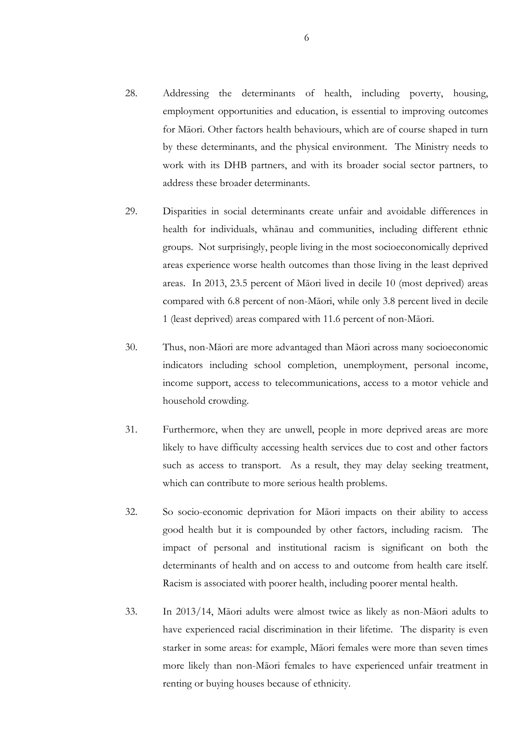28. Addressing the determinants of health, including poverty, housing, employment opportunities and education, is essential to improving outcomes for Māori. Other factors health behaviours, which are of course shaped in turn by these determinants, and the physical environment. The Ministry needs to work with its DHB partners, and with its broader social sector partners, to address these broader determinants.

29. Disparities in social determinants create unfair and avoidable differences in health for individuals, whānau and communities, including different ethnic groups. Not surprisingly, people living in the most socioeconomically deprived areas experience worse health outcomes than those living in the least deprived areas. In 2013, 23.5 percent of Māori lived in decile 10 (most deprived) areas compared with 6.8 percent of non-Māori, while only 3.8 percent lived in decile 1 (least deprived) areas compared with 11.6 percent of non-Māori.

30. Thus, non-Māori are more advantaged than Māori across many socioeconomic indicators including school completion, unemployment, personal income, income support, access to telecommunications, access to a motor vehicle and household crowding.

31. Furthermore, when they are unwell, people in more deprived areas are more likely to have difficulty accessing health services due to cost and other factors such as access to transport. As a result, they may delay seeking treatment, which can contribute to more serious health problems.

32. So socio-economic deprivation for Māori impacts on their ability to access good health but it is compounded by other factors, including racism. The impact of personal and institutional racism is significant on both the determinants of health and on access to and outcome from health care itself. Racism is associated with poorer health, including poorer mental health.

33. In 2013/14, Māori adults were almost twice as likely as non-Māori adults to have experienced racial discrimination in their lifetime. The disparity is even starker in some areas: for example, Māori females were more than seven times more likely than non-Māori females to have experienced unfair treatment in renting or buying houses because of ethnicity.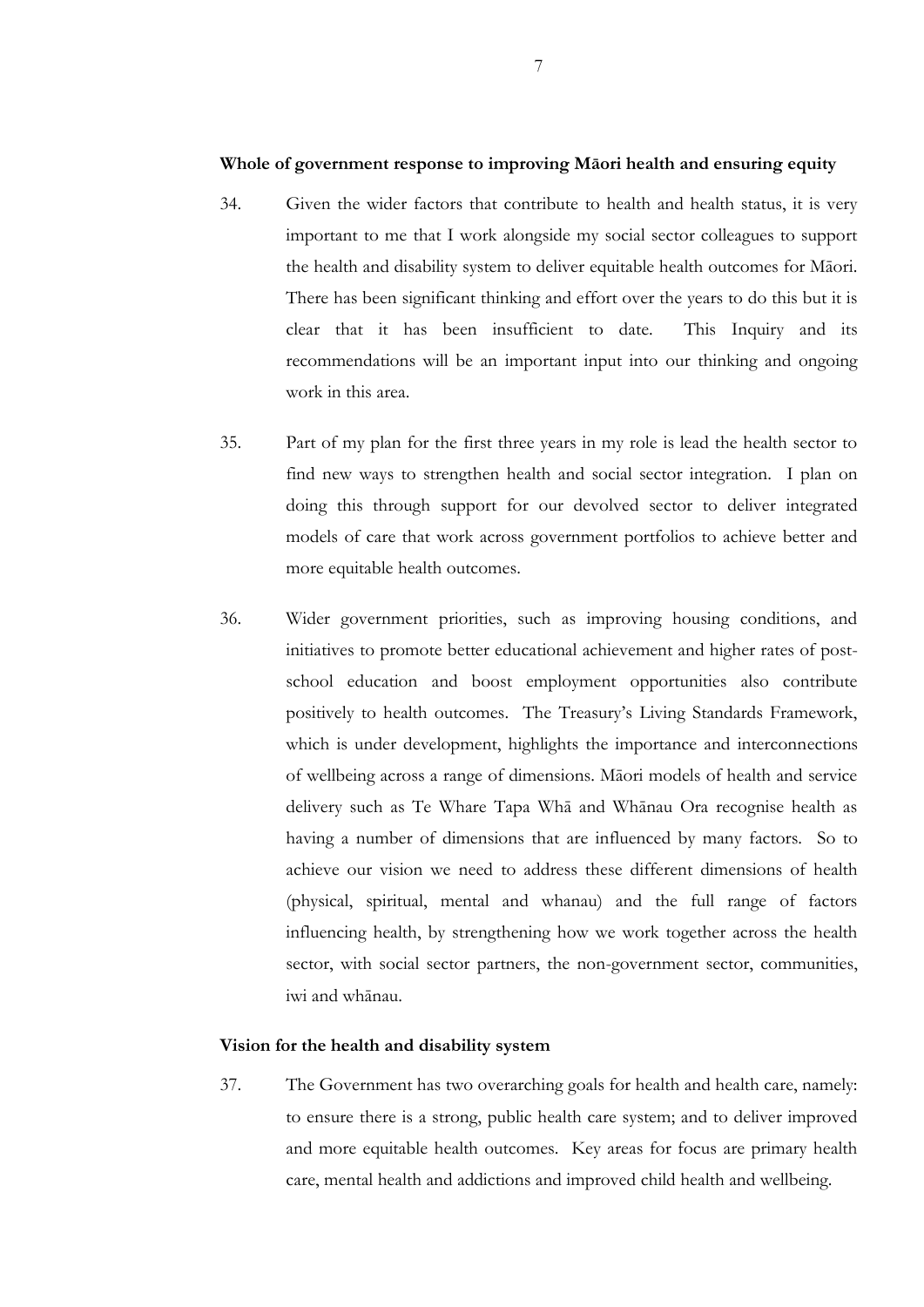**Whole of government response to improving Māori health and ensuring equity**

34. Given the wider factors that contribute to health and health status, it is very important to me that I work alongside my social sector colleagues to support the health and disability system to deliver equitable health outcomes for Māori. There has been significant thinking and effort over the years to do this but it is clear that it has been insufficient to date. This Inquiry and its recommendations will be an important input into our thinking and ongoing work in this area.

35. Part of my plan for the first three years in my role is lead the health sector to find new ways to strengthen health and social sector integration. I plan on doing this through support for our devolved sector to deliver integrated models of care that work across government portfolios to achieve better and more equitable health outcomes.

36. Wider government priorities, such as improving housing conditions, and initiatives to promote better educational achievement and higher rates of post-school education and boost employment opportunities also contribute positively to health outcomes. The Treasury's Living Standards Framework, which is under development, highlights the importance and interconnections of wellbeing across a range of dimensions. Māori models of health and service delivery such as Te Whare Tapa Whā and Whānau Ora recognise health as having a number of dimensions that are influenced by many factors. So to achieve our vision we need to address these different dimensions of health (physical, spiritual, mental and whanau) and the full range of factors influencing health, by strengthening how we work together across the health sector, with social sector partners, the non-government sector, communities, iwi and whānau.

**Vision for the health and disability system**

37. The Government has two overarching goals for health and health care, namely: to ensure there is a strong, public health care system; and to deliver improved and more equitable health outcomes. Key areas for focus are primary health care, mental health and addictions and improved child health and wellbeing.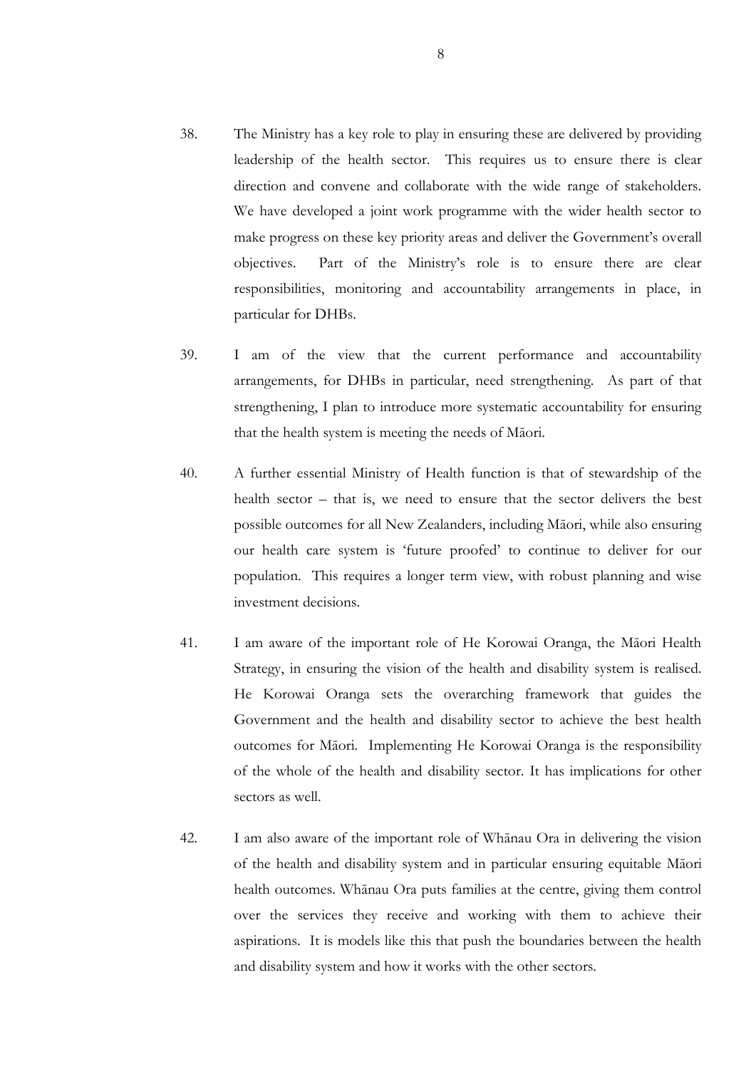38. The Ministry has a key role to play in ensuring these are delivered by providing leadership of the health sector. This requires us to ensure there is clear direction and convene and collaborate with the wide range of stakeholders. We have developed a joint work programme with the wider health sector to make progress on these key priority areas and deliver the Government's overall objectives. Part of the Ministry's role is to ensure there are clear responsibilities, monitoring and accountability arrangements in place, in particular for DHBs.

39. I am of the view that the current performance and accountability arrangements, for DHBs in particular, need strengthening. As part of that strengthening, I plan to introduce more systematic accountability for ensuring that the health system is meeting the needs of Māori.

40. A further essential Ministry of Health function is that of stewardship of the health sector – that is, we need to ensure that the sector delivers the best possible outcomes for all New Zealanders, including Māori, while also ensuring our health care system is 'future proofed' to continue to deliver for our population. This requires a longer term view, with robust planning and wise investment decisions.

41. I am aware of the important role of He Korowai Oranga, the Māori Health Strategy, in ensuring the vision of the health and disability system is realised. He Korowai Oranga sets the overarching framework that guides the Government and the health and disability sector to achieve the best health outcomes for Māori. Implementing He Korowai Oranga is the responsibility of the whole of the health and disability sector. It has implications for other sectors as well.

42. I am also aware of the important role of Whānau Ora in delivering the vision of the health and disability system and in particular ensuring equitable Māori health outcomes. Whānau Ora puts families at the centre, giving them control over the services they receive and working with them to achieve their aspirations. It is models like this that push the boundaries between the health and disability system and how it works with the other sectors.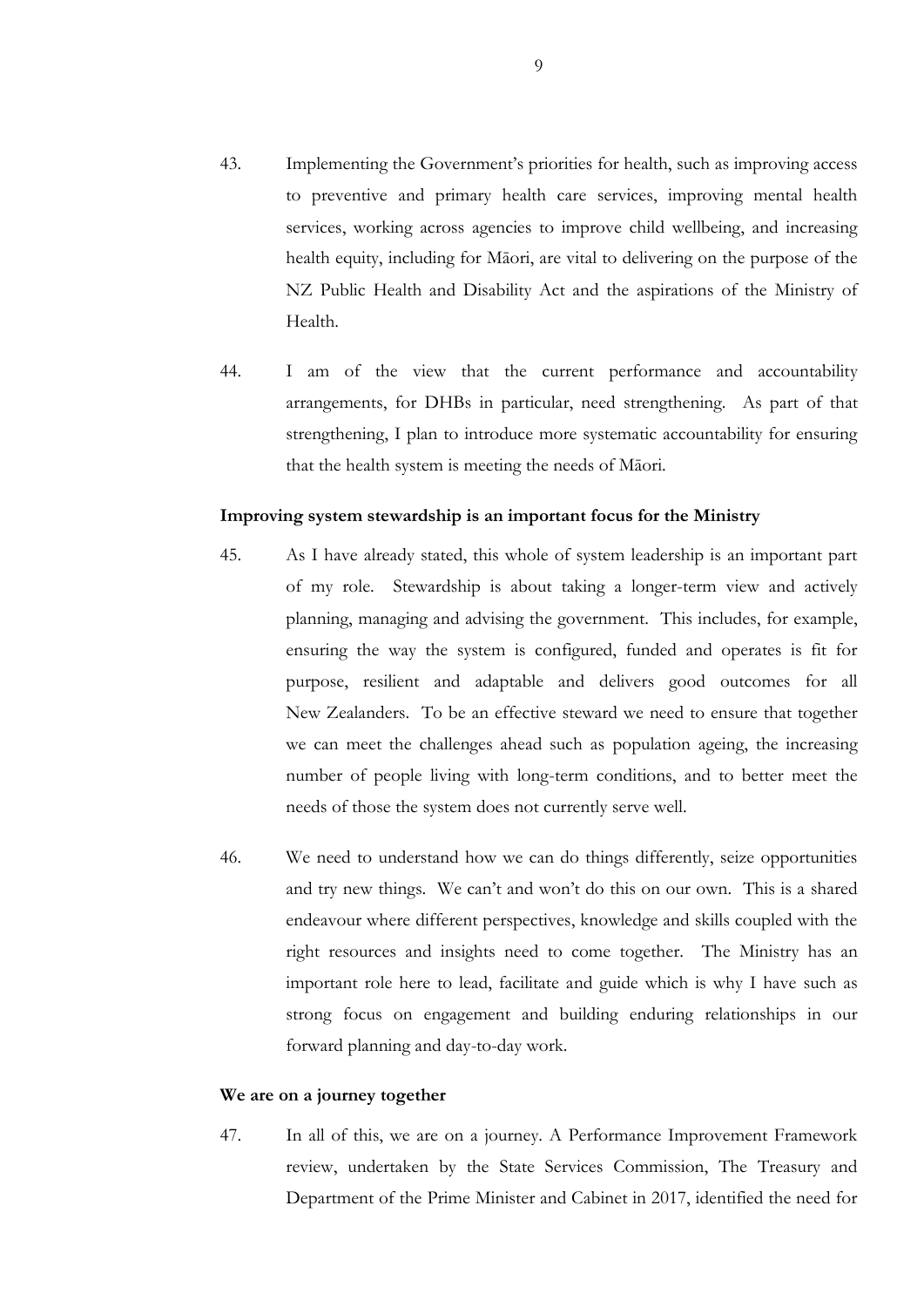43. Implementing the Government's priorities for health, such as improving access to preventive and primary health care services, improving mental health services, working across agencies to improve child wellbeing, and increasing health equity, including for Māori, are vital to delivering on the purpose of the NZ Public Health and Disability Act and the aspirations of the Ministry of Health.

44. I am of the view that the current performance and accountability arrangements, for DHBs in particular, need strengthening. As part of that strengthening, I plan to introduce more systematic accountability for ensuring that the health system is meeting the needs of Māori.

**Improving system stewardship is an important focus for the Ministry**

45. As I have already stated, this whole of system leadership is an important part of my role. Stewardship is about taking a longer-term view and actively planning, managing and advising the government. This includes, for example, ensuring the way the system is configured, funded and operates is fit for purpose, resilient and adaptable and delivers good outcomes for all New Zealanders. To be an effective steward we need to ensure that together we can meet the challenges ahead such as population ageing, the increasing number of people living with long-term conditions, and to better meet the needs of those the system does not currently serve well.

46. We need to understand how we can do things differently, seize opportunities and try new things. We can't and won't do this on our own. This is a shared endeavour where different perspectives, knowledge and skills coupled with the right resources and insights need to come together. The Ministry has an important role here to lead, facilitate and guide which is why I have such as strong focus on engagement and building enduring relationships in our forward planning and day-to-day work.

**We are on a journey together**

47. In all of this, we are on a journey. A Performance Improvement Framework review, undertaken by the State Services Commission, The Treasury and Department of the Prime Minister and Cabinet in 2017, identified the need for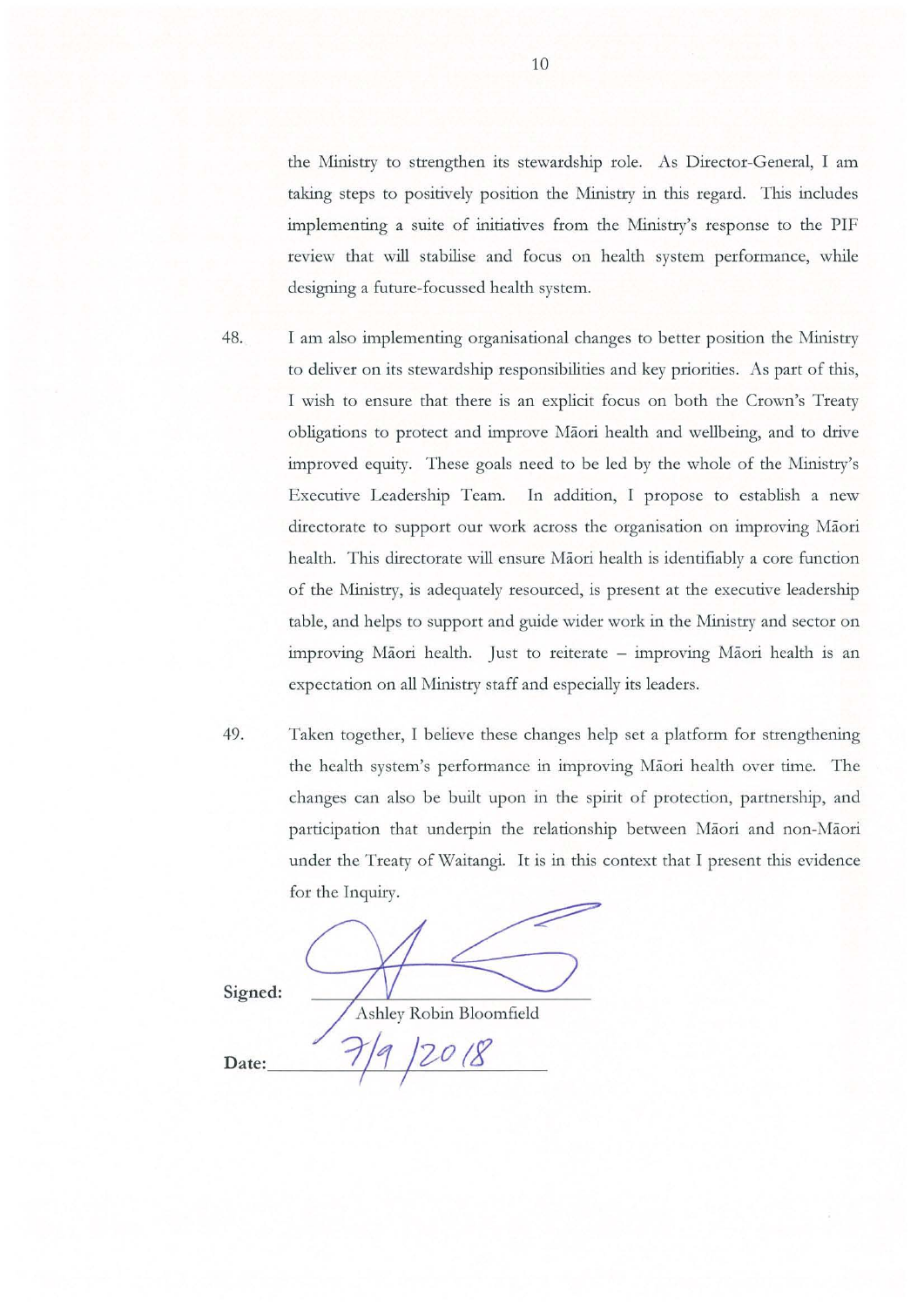the Ministry to strengthen its stewardship role. As Director-General, I am taking steps to positively position the Ministry in this regard. This includes implementing a suite of initiatives from the Ministry's response to the PIF review that will stabilise and focus on health system performance, while designing a future-focussed health system.

48. I am also implementing organisational changes to better position the Ministry to deliver on its stewardship responsibilities and key priorities. As part of this, I wish to ensure that there is an explicit focus on both the Crown's Treaty obligations to protect and improve Māori health and wellbeing, and to drive improved equity. These goals need to be led by the whole of the Ministry's Executive Leadership Team. In addition, I propose to establish a new directorate to support our work across the organisation on improving Māori health. This directorate will ensure Māori health is identifiably a core function of the Ministry, is adequately resourced, is present at the executive leadership table, and helps to support and guide wider work in the Ministry and sector on improving Māori health. Just to reiterate – improving Māori health is an expectation on all Ministry staff and especially its leaders.

49. Taken together, I believe these changes help set a platform for strengthening the health system's performance in improving Māori health over time. The changes can also be built upon in the spirit of protection, partnership, and participation that underpin the relationship between Māori and non-Māori under the Treaty of Waitangi. It is in this context that I present this evidence for the Inquiry.

**Signed:** ______________________
Ashley Robin Bloomfield

**Date:** 7/9/2018